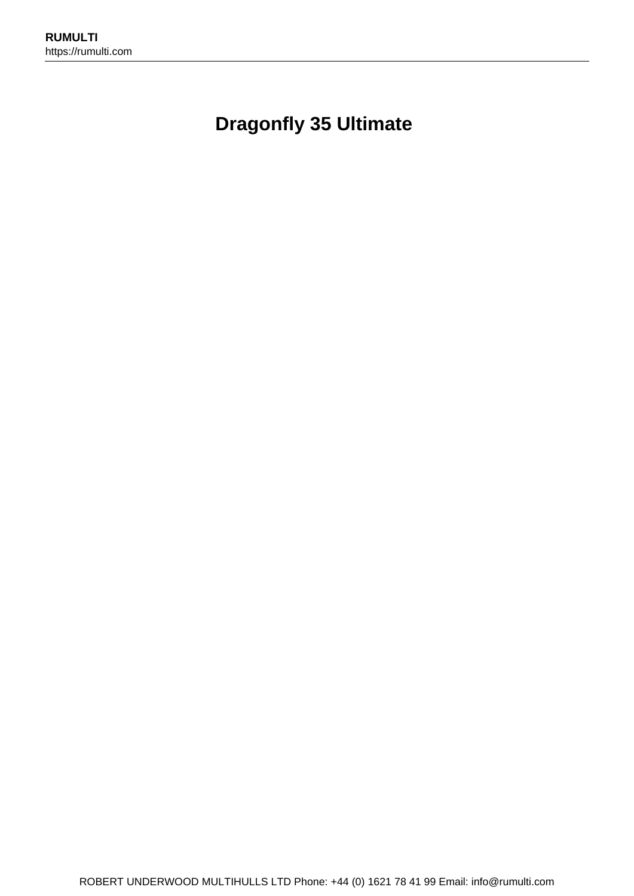# Dragonfly 35 Ultimate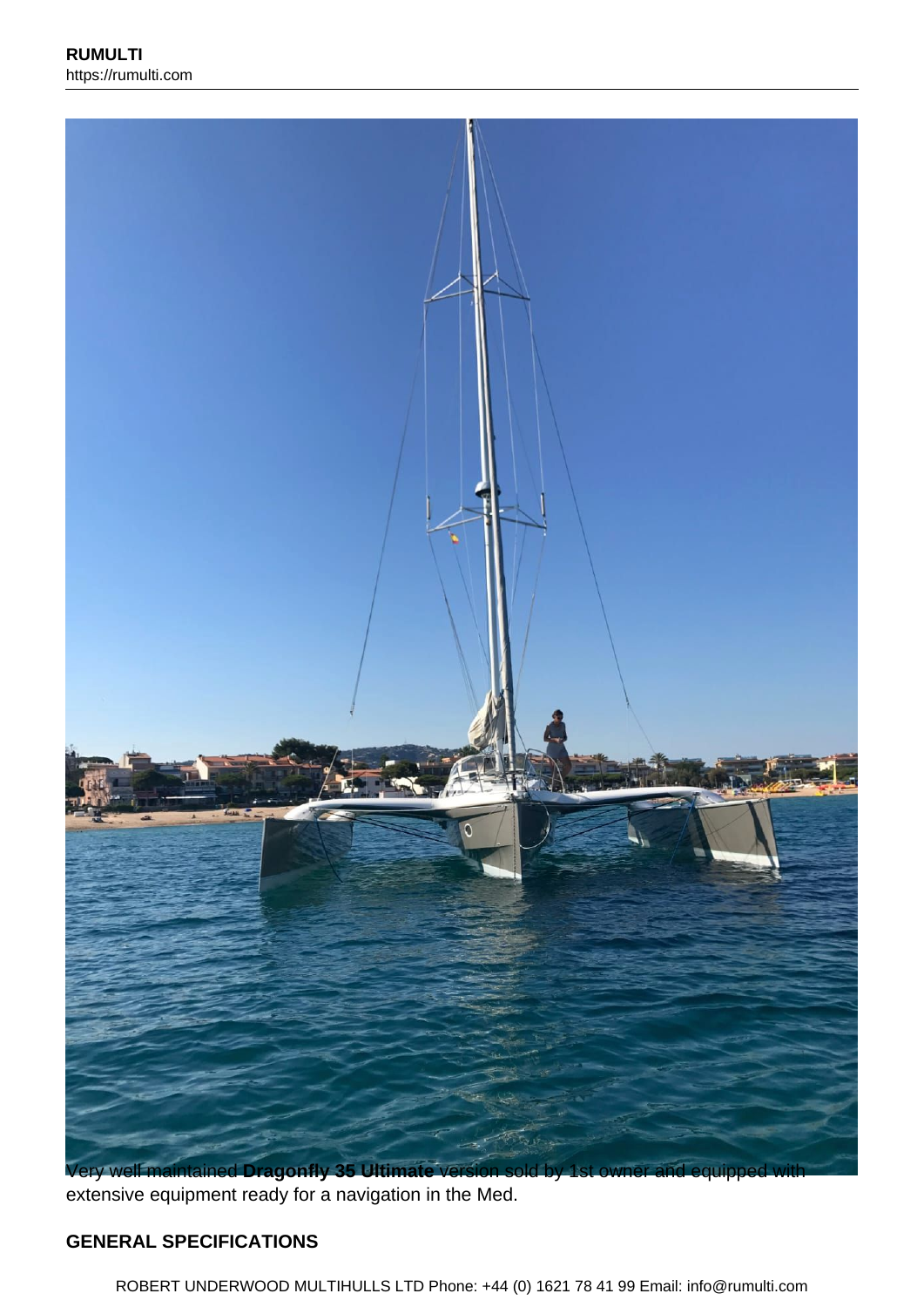Very well maintained **Dragonfly 35 Ultimate** version sold by 1st owner and equipped with extensive equipment ready for a navigation in the Med.

## GENERAL SPECIFICATIONS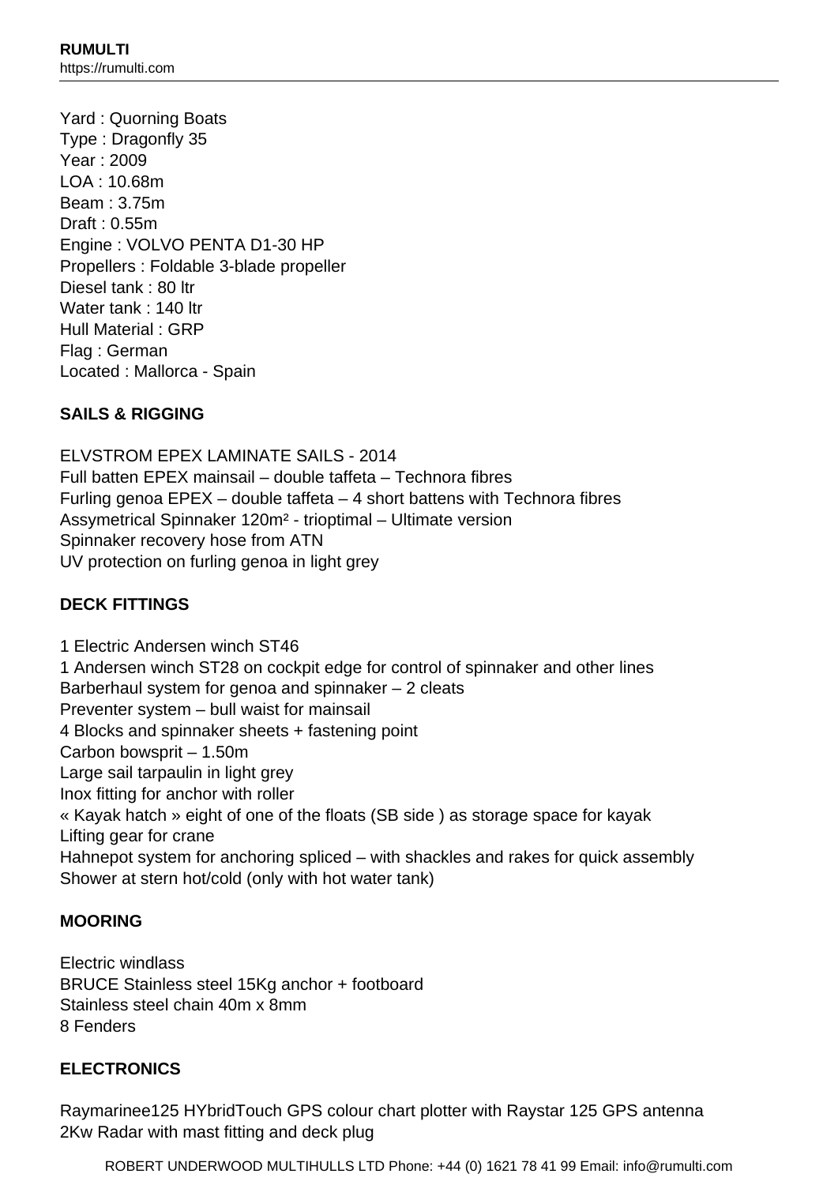Yard : Quorning Boats
Type : Dragonfly 35
Year : 2009
LOA : 10.68m
Beam : 3.75m
Draft : 0.55m
Engine : VOLVO PENTA D1-30 HP
Propellers : Foldable 3-blade propeller
Diesel tank : 80 ltr
Water tank : 140 ltr
Hull Material : GRP
Flag : German
Located : Mallorca - Spain

**SAILS & RIGGING**

ELVSTROM EPEX LAMINATE SAILS - 2014
Full batten EPEX mainsail – double taffeta – Technora fibres
Furling genoa EPEX – double taffeta – 4 short battens with Technora fibres
Assymetrical Spinnaker 120m² - trioptimal – Ultimate version
Spinnaker recovery hose from ATN
UV protection on furling genoa in light grey

**DECK FITTINGS**

1 Electric Andersen winch ST46
1 Andersen winch ST28 on cockpit edge for control of spinnaker and other lines
Barberhaul system for genoa and spinnaker – 2 cleats
Preventer system – bull waist for mainsail
4 Blocks and spinnaker sheets + fastening point
Carbon bowsprit – 1.50m
Large sail tarpaulin in light grey
Inox fitting for anchor with roller
« Kayak hatch » eight of one of the floats (SB side ) as storage space for kayak
Lifting gear for crane
Hahnepot system for anchoring spliced – with shackles and rakes for quick assembly
Shower at stern hot/cold (only with hot water tank)

**MOORING**

Electric windlass
BRUCE Stainless steel 15Kg anchor + footboard
Stainless steel chain 40m x 8mm
8 Fenders

**ELECTRONICS**

Raymarinee125 HYbridTouch GPS colour chart plotter with Raystar 125 GPS antenna
2Kw Radar with mast fitting and deck plug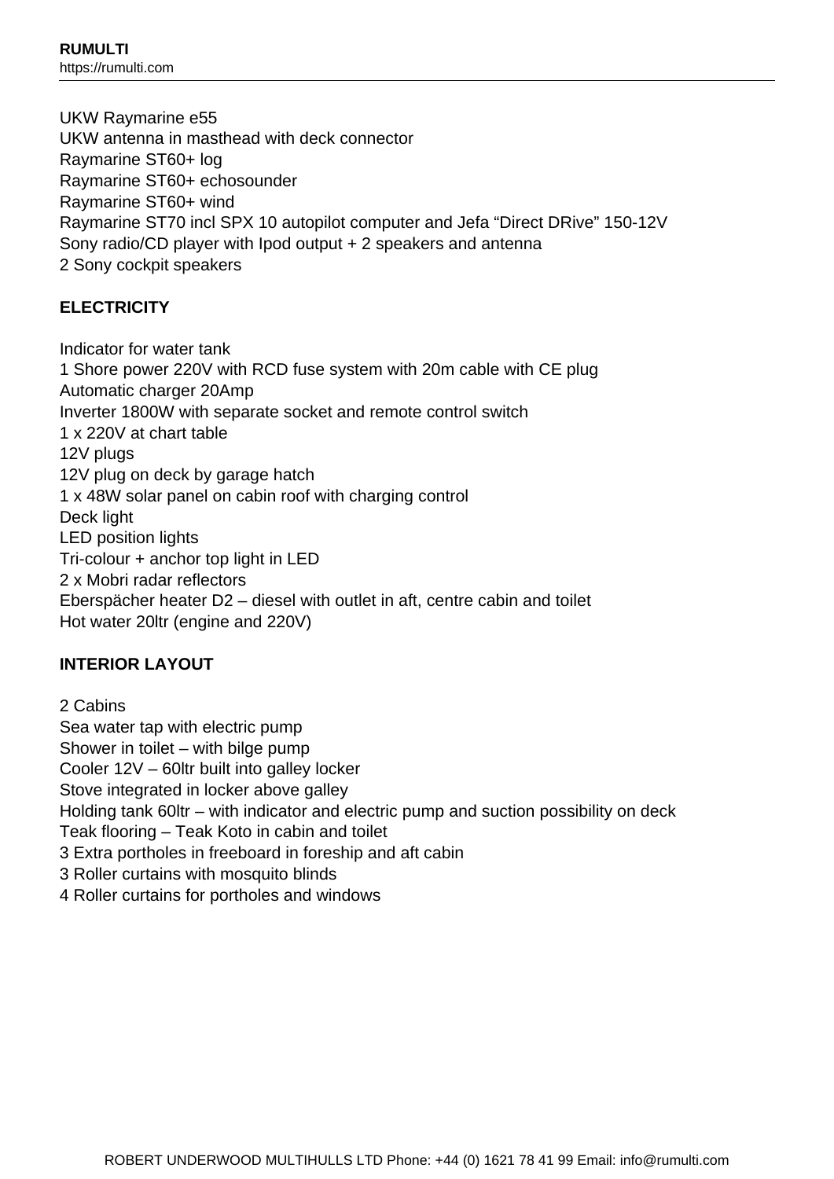UKW Raymarine e55
UKW antenna in masthead with deck connector
Raymarine ST60+ log
Raymarine ST60+ echosounder
Raymarine ST60+ wind
Raymarine ST70 incl SPX 10 autopilot computer and Jefa “Direct DRive” 150-12V
Sony radio/CD player with Ipod output + 2 speakers and antenna
2 Sony cockpit speakers

**ELECTRICITY**

Indicator for water tank
1 Shore power 220V with RCD fuse system with 20m cable with CE plug
Automatic charger 20Amp
Inverter 1800W with separate socket and remote control switch
1 x 220V at chart table
12V plugs
12V plug on deck by garage hatch
1 x 48W solar panel on cabin roof with charging control
Deck light
LED position lights
Tri-colour + anchor top light in LED
2 x Mobri radar reflectors
Eberspächer heater D2 – diesel with outlet in aft, centre cabin and toilet
Hot water 20ltr (engine and 220V)

**INTERIOR LAYOUT**

2 Cabins
Sea water tap with electric pump
Shower in toilet – with bilge pump
Cooler 12V – 60ltr built into galley locker
Stove integrated in locker above galley
Holding tank 60ltr – with indicator and electric pump and suction possibility on deck
Teak flooring – Teak Koto in cabin and toilet
3 Extra portholes in freeboard in foreship and aft cabin
3 Roller curtains with mosquito blinds
4 Roller curtains for portholes and windows